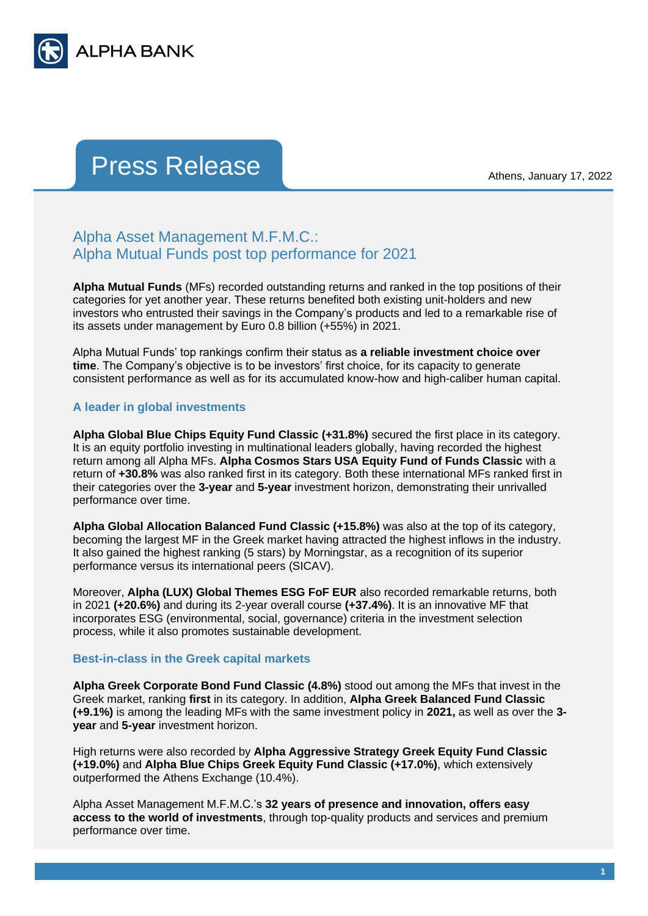ALPHA BANK

# Press Release

Athens, January 17, 2022

## Alpha Asset Management M.F.M.C.: Alpha Mutual Funds post top performance for 2021

**Alpha Mutual Funds** (MFs) recorded outstanding returns and ranked in the top positions of their categories for yet another year. These returns benefited both existing unit-holders and new investors who entrusted their savings in the Company's products and led to a remarkable rise of its assets under management by Euro 0.8 billion (+55%) in 2021.

Alpha Mutual Funds' top rankings confirm their status as **a reliable investment choice over time**. The Company's objective is to be investors' first choice, for its capacity to generate consistent performance as well as for its accumulated know-how and high-caliber human capital.

### A leader in global investments

**Alpha Global Blue Chips Equity Fund Classic (+31.8%)** secured the first place in its category. It is an equity portfolio investing in multinational leaders globally, having recorded the highest return among all Alpha MFs. **Alpha Cosmos Stars USA Equity Fund of Funds Classic** with a return of **+30.8%** was also ranked first in its category. Both these international MFs ranked first in their categories over the **3-year** and **5-year** investment horizon, demonstrating their unrivalled performance over time.

**Alpha Global Allocation Balanced Fund Classic (+15.8%)** was also at the top of its category, becoming the largest MF in the Greek market having attracted the highest inflows in the industry. It also gained the highest ranking (5 stars) by Morningstar, as a recognition of its superior performance versus its international peers (SICAV).

Moreover, **Alpha (LUX) Global Themes ESG FoF EUR** also recorded remarkable returns, both in 2021 **(+20.6%)** and during its 2-year overall course **(+37.4%)**. It is an innovative MF that incorporates ESG (environmental, social, governance) criteria in the investment selection process, while it also promotes sustainable development.

### Best-in-class in the Greek capital markets

**Alpha Greek Corporate Bond Fund Classic (4.8%)** stood out among the MFs that invest in the Greek market, ranking **first** in its category. In addition, **Alpha Greek Balanced Fund Classic (+9.1%)** is among the leading MFs with the same investment policy in **2021,** as well as over the **3-year** and **5-year** investment horizon.

High returns were also recorded by **Alpha Aggressive Strategy Greek Equity Fund Classic (+19.0%)** and **Alpha Blue Chips Greek Equity Fund Classic (+17.0%)**, which extensively outperformed the Athens Exchange (10.4%).

Alpha Asset Management M.F.M.C.'s **32 years of presence and innovation, offers easy access to the world of investments**, through top-quality products and services and premium performance over time.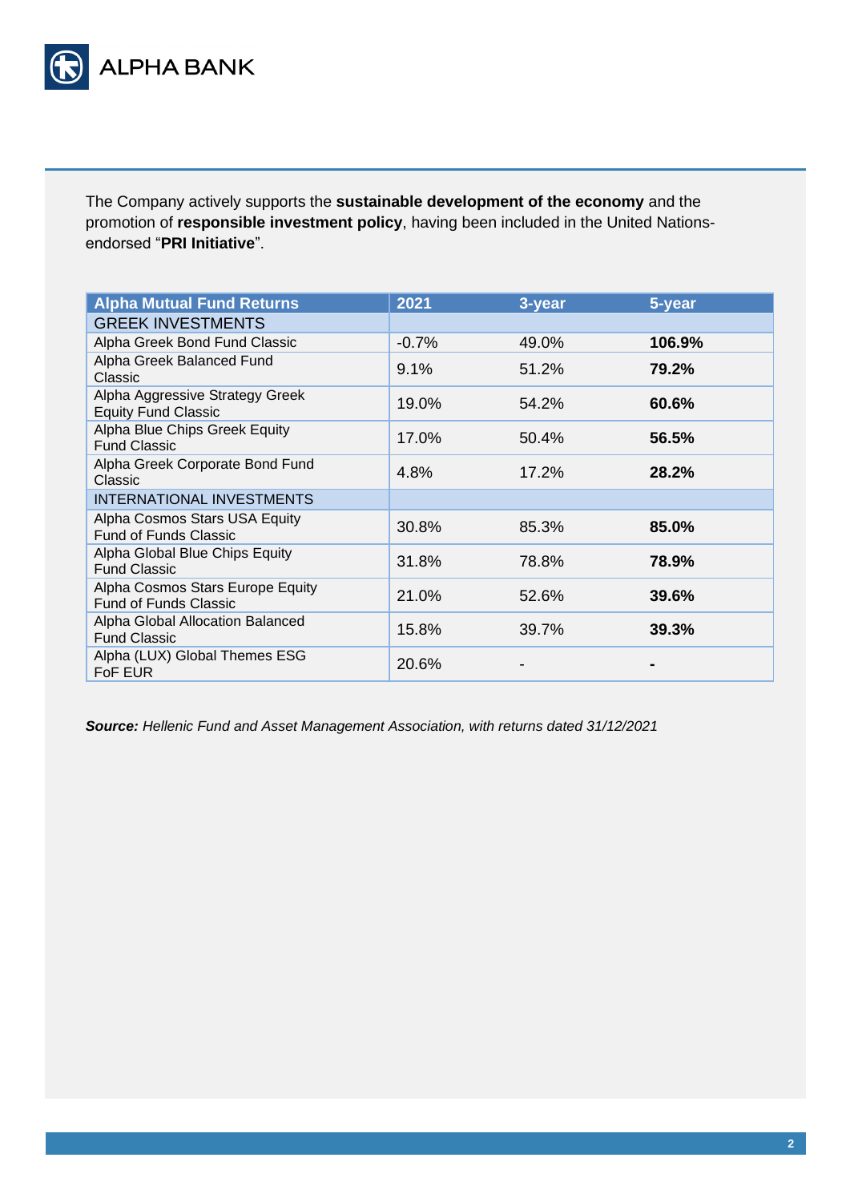The Company actively supports the **sustainable development of the economy** and the promotion of **responsible investment policy**, having been included in the United Nations-endorsed “**PRI Initiative**”.

| Alpha Mutual Fund Returns | 2021 | 3-year | 5-year |
|---|---|---|---|
| GREEK INVESTMENTS | | | |
| Alpha Greek Bond Fund Classic | -0.7% | 49.0% | **106.9%** |
| Alpha Greek Balanced Fund Classic | 9.1% | 51.2% | **79.2%** |
| Alpha Aggressive Strategy Greek Equity Fund Classic | 19.0% | 54.2% | **60.6%** |
| Alpha Blue Chips Greek Equity Fund Classic | 17.0% | 50.4% | **56.5%** |
| Alpha Greek Corporate Bond Fund Classic | 4.8% | 17.2% | **28.2%** |
| INTERNATIONAL INVESTMENTS | | | |
| Alpha Cosmos Stars USA Equity Fund of Funds Classic | 30.8% | 85.3% | **85.0%** |
| Alpha Global Blue Chips Equity Fund Classic | 31.8% | 78.8% | **78.9%** |
| Alpha Cosmos Stars Europe Equity Fund of Funds Classic | 21.0% | 52.6% | **39.6%** |
| Alpha Global Allocation Balanced Fund Classic | 15.8% | 39.7% | **39.3%** |
| Alpha (LUX) Global Themes ESG FoF EUR | 20.6% | - | **-** |

***Source:*** *Hellenic Fund and Asset Management Association, with returns dated 31/12/2021*